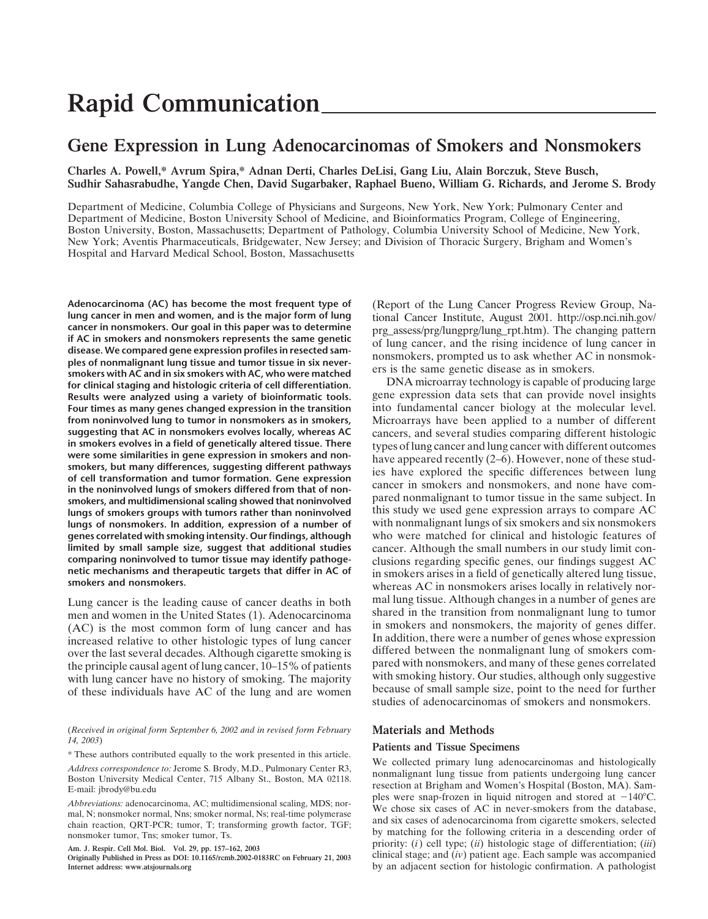# Rapid Communication

## Gene Expression in Lung Adenocarcinomas of Smokers and Nonsmokers

**Charles A. Powell,* Avrum Spira,* Adnan Derti, Charles DeLisi, Gang Liu, Alain Borczuk, Steve Busch, Sudhir Sahasrabudhe, Yangde Chen, David Sugarbaker, Raphael Bueno, William G. Richards, and Jerome S. Brody**

Department of Medicine, Columbia College of Physicians and Surgeons, New York, New York; Pulmonary Center and Department of Medicine, Boston University School of Medicine, and Bioinformatics Program, College of Engineering, Boston University, Boston, Massachusetts; Department of Pathology, Columbia University School of Medicine, New York, New York; Aventis Pharmaceuticals, Bridgewater, New Jersey; and Division of Thoracic Surgery, Brigham and Women's Hospital and Harvard Medical School, Boston, Massachusetts

**Adenocarcinoma (AC) has become the most frequent type of lung cancer in men and women, and is the major form of lung cancer in nonsmokers. Our goal in this paper was to determine if AC in smokers and nonsmokers represents the same genetic disease. We compared gene expression profiles in resected samples of nonmalignant lung tissue and tumor tissue in six never-smokers with AC and in six smokers with AC, who were matched for clinical staging and histologic criteria of cell differentiation. Results were analyzed using a variety of bioinformatic tools. Four times as many genes changed expression in the transition from noninvolved lung to tumor in nonsmokers as in smokers, suggesting that AC in nonsmokers evolves locally, whereas AC in smokers evolves in a field of genetically altered tissue. There were some similarities in gene expression in smokers and nonsmokers, but many differences, suggesting different pathways of cell transformation and tumor formation. Gene expression in the noninvolved lungs of smokers differed from that of nonsmokers, and multidimensional scaling showed that noninvolved lungs of smokers groups with tumors rather than noninvolved lungs of nonsmokers. In addition, expression of a number of genes correlated with smoking intensity. Our findings, although limited by small sample size, suggest that additional studies comparing noninvolved to tumor tissue may identify pathogenetic mechanisms and therapeutic targets that differ in AC of smokers and nonsmokers.**

Lung cancer is the leading cause of cancer deaths in both men and women in the United States (1). Adenocarcinoma (AC) is the most common form of lung cancer and has increased relative to other histologic types of lung cancer over the last several decades. Although cigarette smoking is the principle causal agent of lung cancer, 10–15% of patients with lung cancer have no history of smoking. The majority of these individuals have AC of the lung and are women (Report of the Lung Cancer Progress Review Group, National Cancer Institute, August 2001. http://osp.nci.nih.gov/prg_assess/prg/lungprg/lung_rpt.htm). The changing pattern of lung cancer, and the rising incidence of lung cancer in nonsmokers, prompted us to ask whether AC in nonsmokers is the same genetic disease as in smokers.

DNA microarray technology is capable of producing large gene expression data sets that can provide novel insights into fundamental cancer biology at the molecular level. Microarrays have been applied to a number of different cancers, and several studies comparing different histologic types of lung cancer and lung cancer with different outcomes have appeared recently (2–6). However, none of these studies have explored the specific differences between lung cancer in smokers and nonsmokers, and none have compared nonmalignant to tumor tissue in the same subject. In this study we used gene expression arrays to compare AC with nonmalignant lungs of six smokers and six nonsmokers who were matched for clinical and histologic features of cancer. Although the small numbers in our study limit conclusions regarding specific genes, our findings suggest AC in smokers arises in a field of genetically altered lung tissue, whereas AC in nonsmokers arises locally in relatively normal lung tissue. Although changes in a number of genes are shared in the transition from nonmalignant lung to tumor in smokers and nonsmokers, the majority of genes differ. In addition, there were a number of genes whose expression differed between the nonmalignant lung of smokers compared with nonsmokers, and many of these genes correlated with smoking history. Our studies, although only suggestive because of small sample size, point to the need for further studies of adenocarcinomas of smokers and nonsmokers.

(*Received in original form September 6, 2002 and in revised form February 14, 2003*)

\* These authors contributed equally to the work presented in this article.

*Address correspondence to:* Jerome S. Brody, M.D., Pulmonary Center R3, Boston University Medical Center, 715 Albany St., Boston, MA 02118. E-mail: jbrody@bu.edu

*Abbreviations:* adenocarcinoma, AC; multidimensional scaling, MDS; normal, N; nonsmoker normal, Nns; smoker normal, Ns; real-time polymerase chain reaction, QRT-PCR; tumor, T; transforming growth factor, TGF; nonsmoker tumor, Tns; smoker tumor, Ts.

Originally Published in Press as DOI: 10.1165/rcmb.2002-0183RC on February 21, 2003
Internet address: www.atsjournals.org

## Materials and Methods

### Patients and Tissue Specimens

We collected primary lung adenocarcinomas and histologically nonmalignant lung tissue from patients undergoing lung cancer resection at Brigham and Women's Hospital (Boston, MA). Samples were snap-frozen in liquid nitrogen and stored at −140°C. We chose six cases of AC in never-smokers from the database, and six cases of adenocarcinoma from cigarette smokers, selected by matching for the following criteria in a descending order of priority: (*i*) cell type; (*ii*) histologic stage of differentiation; (*iii*) clinical stage; and (*iv*) patient age. Each sample was accompanied by an adjacent section for histologic confirmation. A pathologist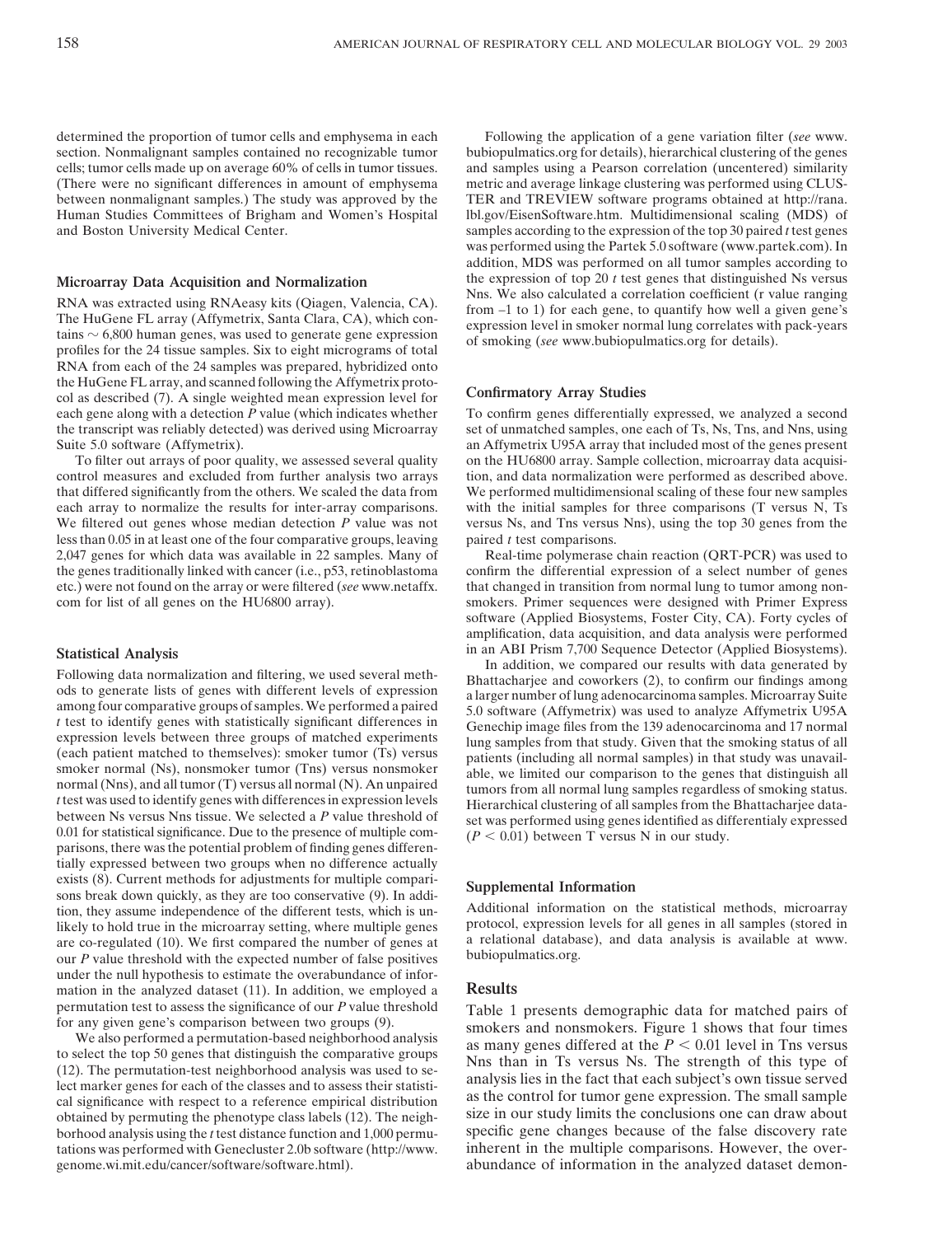determined the proportion of tumor cells and emphysema in each section. Nonmalignant samples contained no recognizable tumor cells; tumor cells made up on average 60% of cells in tumor tissues. (There were no significant differences in amount of emphysema between nonmalignant samples.) The study was approved by the Human Studies Committees of Brigham and Women's Hospital and Boston University Medical Center.

### Microarray Data Acquisition and Normalization

RNA was extracted using RNAeasy kits (Qiagen, Valencia, CA). The HuGene FL array (Affymetrix, Santa Clara, CA), which contains ~ 6,800 human genes, was used to generate gene expression profiles for the 24 tissue samples. Six to eight micrograms of total RNA from each of the 24 samples was prepared, hybridized onto the HuGene FL array, and scanned following the Affymetrix protocol as described (7). A single weighted mean expression level for each gene along with a detection *P* value (which indicates whether the transcript was reliably detected) was derived using Microarray Suite 5.0 software (Affymetrix).

To filter out arrays of poor quality, we assessed several quality control measures and excluded from further analysis two arrays that differed significantly from the others. We scaled the data from each array to normalize the results for inter-array comparisons. We filtered out genes whose median detection *P* value was not less than 0.05 in at least one of the four comparative groups, leaving 2,047 genes for which data was available in 22 samples. Many of the genes traditionally linked with cancer (i.e., p53, retinoblastoma etc.) were not found on the array or were filtered (*see* www.netaffx.com for list of all genes on the HU6800 array).

### Statistical Analysis

Following data normalization and filtering, we used several methods to generate lists of genes with different levels of expression among four comparative groups of samples. We performed a paired *t* test to identify genes with statistically significant differences in expression levels between three groups of matched experiments (each patient matched to themselves): smoker tumor (Ts) versus smoker normal (Ns), nonsmoker tumor (Tns) versus nonsmoker normal (Nns), and all tumor (T) versus all normal (N). An unpaired *t* test was used to identify genes with differences in expression levels between Ns versus Nns tissue. We selected a *P* value threshold of 0.01 for statistical significance. Due to the presence of multiple comparisons, there was the potential problem of finding genes differentially expressed between two groups when no difference actually exists (8). Current methods for adjustments for multiple comparisons break down quickly, as they are too conservative (9). In addition, they assume independence of the different tests, which is unlikely to hold true in the microarray setting, where multiple genes are co-regulated (10). We first compared the number of genes at our *P* value threshold with the expected number of false positives under the null hypothesis to estimate the overabundance of information in the analyzed dataset (11). In addition, we employed a permutation test to assess the significance of our *P* value threshold for any given gene's comparison between two groups (9).

We also performed a permutation-based neighborhood analysis to select the top 50 genes that distinguish the comparative groups (12). The permutation-test neighborhood analysis was used to select marker genes for each of the classes and to assess their statistical significance with respect to a reference empirical distribution obtained by permuting the phenotype class labels (12). The neighborhood analysis using the *t* test distance function and 1,000 permutations was performed with Genecluster 2.0b software (http://www.genome.wi.mit.edu/cancer/software/software.html).

Following the application of a gene variation filter (*see* www.bubiopulmatics.org for details), hierarchical clustering of the genes and samples using a Pearson correlation (uncentered) similarity metric and average linkage clustering was performed using CLUSTER and TREVIEW software programs obtained at http://rana.lbl.gov/EisenSoftware.htm. Multidimensional scaling (MDS) of samples according to the expression of the top 30 paired *t* test genes was performed using the Partek 5.0 software (www.partek.com). In addition, MDS was performed on all tumor samples according to the expression of top 20 *t* test genes that distinguished Ns versus Nns. We also calculated a correlation coefficient (r value ranging from –1 to 1) for each gene, to quantify how well a given gene's expression level in smoker normal lung correlates with pack-years of smoking (*see* www.bubiopulmatics.org for details).

### Confirmatory Array Studies

To confirm genes differentially expressed, we analyzed a second set of unmatched samples, one each of Ts, Ns, Tns, and Nns, using an Affymetrix U95A array that included most of the genes present on the HU6800 array. Sample collection, microarray data acquisition, and data normalization were performed as described above. We performed multidimensional scaling of these four new samples with the initial samples for three comparisons (T versus N, Ts versus Ns, and Tns versus Nns), using the top 30 genes from the paired *t* test comparisons.

Real-time polymerase chain reaction (QRT-PCR) was used to confirm the differential expression of a select number of genes that changed in transition from normal lung to tumor among nonsmokers. Primer sequences were designed with Primer Express software (Applied Biosystems, Foster City, CA). Forty cycles of amplification, data acquisition, and data analysis were performed in an ABI Prism 7,700 Sequence Detector (Applied Biosystems).

In addition, we compared our results with data generated by Bhattacharjee and coworkers (2), to confirm our findings among a larger number of lung adenocarcinoma samples. Microarray Suite 5.0 software (Affymetrix) was used to analyze Affymetrix U95A Genechip image files from the 139 adenocarcinoma and 17 normal lung samples from that study. Given that the smoking status of all patients (including all normal samples) in that study was unavailable, we limited our comparison to the genes that distinguish all tumors from all normal lung samples regardless of smoking status. Hierarchical clustering of all samples from the Bhattacharjee dataset was performed using genes identified as differentialy expressed ($P < 0.01$) between T versus N in our study.

### Supplemental Information

Additional information on the statistical methods, microarray protocol, expression levels for all genes in all samples (stored in a relational database), and data analysis is available at www.bubiopulmatics.org.

## Results

Table 1 presents demographic data for matched pairs of smokers and nonsmokers. Figure 1 shows that four times as many genes differed at the $P < 0.01$ level in Tns versus Nns than in Ts versus Ns. The strength of this type of analysis lies in the fact that each subject's own tissue served as the control for tumor gene expression. The small sample size in our study limits the conclusions one can draw about specific gene changes because of the false discovery rate inherent in the multiple comparisons. However, the overabundance of information in the analyzed dataset demon-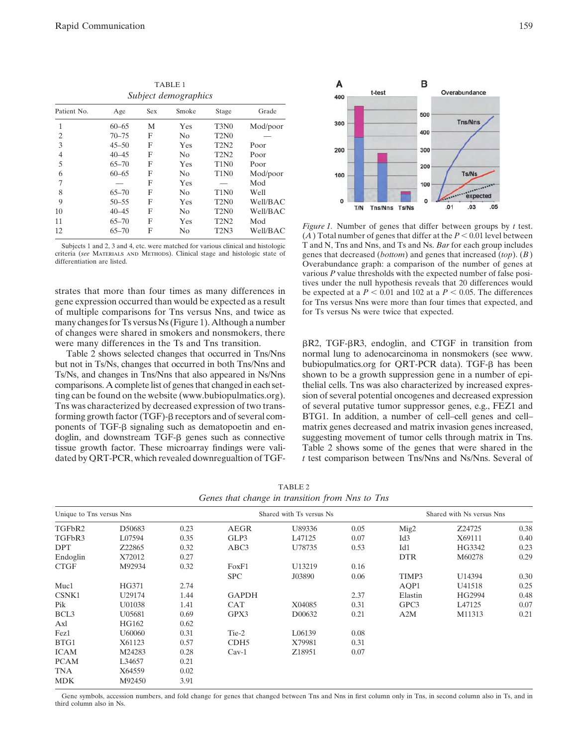TABLE 1

*Subject demographics*

| Patient No. | Age | Sex | Smoke | Stage | Grade |
|---|---|---|---|---|---|
| 1 | 60–65 | M | Yes | T3N0 | Mod/poor |
| 2 | 70–75 | F | No | T2N0 | — |
| 3 | 45–50 | F | Yes | T2N2 | Poor |
| 4 | 40–45 | F | No | T2N2 | Poor |
| 5 | 65–70 | F | Yes | T1N0 | Poor |
| 6 | 60–65 | F | No | T1N0 | Mod/poor |
| 7 | — | F | Yes | — | Mod |
| 8 | 65–70 | F | No | T1N0 | Well |
| 9 | 50–55 | F | Yes | T2N0 | Well/BAC |
| 10 | 40–45 | F | No | T2N0 | Well/BAC |
| 11 | 65–70 | F | Yes | T2N2 | Mod |
| 12 | 65–70 | F | No | T2N3 | Well/BAC |

Subjects 1 and 2, 3 and 4, etc. were matched for various clinical and histologic criteria (*see* MATERIALS AND METHODS). Clinical stage and histologic state of differentiation are listed.

*Figure 1.* Number of genes that differ between groups by *t* test. (*A*) Total number of genes that differ at the $P < 0.01$ level between T and N, Tns and Nns, and Ts and Ns. *Bar* for each group includes genes that decreased (*bottom*) and genes that increased (*top*). (*B*) Overabundance graph: a comparison of the number of genes at various *P* value thresholds with the expected number of false positives under the null hypothesis reveals that 20 differences would be expected at a $P < 0.01$ and 102 at a $P < 0.05$. The differences for Tns versus Nns were more than four times that expected, and for Ts versus Ns were twice that expected.

strates that more than four times as many differences in gene expression occurred than would be expected as a result of multiple comparisons for Tns versus Nns, and twice as many changes for Ts versus Ns (Figure 1). Although a number of changes were shared in smokers and nonsmokers, there were many differences in the Ts and Tns transition.

Table 2 shows selected changes that occurred in Tns/Nns but not in Ts/Ns, changes that occurred in both Tns/Nns and Ts/Ns, and changes in Tns/Nns that also appeared in Ns/Nns comparisons. A complete list of genes that changed in each setting can be found on the website (www.bubiopulmatics.org). Tns was characterized by decreased expression of two transforming growth factor (TGF)-β receptors and of several components of TGF-β signaling such as dematopoetin and endoglin, and downstream TGF-β genes such as connective tissue growth factor. These microarray findings were validated by QRT-PCR, which revealed downregualtion of TGF-βR2, TGF-βR3, endoglin, and CTGF in transition from normal lung to adenocarcinoma in nonsmokers (see www.bubiopulmatics.org for QRT-PCR data). TGF-β has been shown to be a growth suppression gene in a number of epithelial cells. Tns was also characterized by increased expression of several potential oncogenes and decreased expression of several putative tumor suppressor genes, e.g., FEZ1 and BTG1. In addition, a number of cell–cell genes and cell–matrix genes decreased and matrix invasion genes increased, suggesting movement of tumor cells through matrix in Tns. Table 2 shows some of the genes that were shared in the *t* test comparison between Tns/Nns and Ns/Nns. Several of

TABLE 2

*Genes that change in transition from Nns to Tns*

| Unique to Tns versus Nns | | | Shared with Ts versus Ns | | | Shared with Ns versus Nns | | |
|---|---|---|---|---|---|---|---|---|
| TGFbR2 | D50683 | 0.23 | AEGR | U89336 | 0.05 | Mig2 | Z24725 | 0.38 |
| TGFbR3 | L07594 | 0.35 | GLP3 | L47125 | 0.07 | Id3 | X69111 | 0.40 |
| DPT | Z22865 | 0.32 | ABC3 | U78735 | 0.53 | Id1 | HG3342 | 0.23 |
| Endoglin | X72012 | 0.27 | | | | DTR | M60278 | 0.29 |
| CTGF | M92934 | 0.32 | FoxF1 | U13219 | 0.16 | | | |
| | | | SPC | J03890 | 0.06 | TIMP3 | U14394 | 0.30 |
| Muc1 | HG371 | 2.74 | | | | AQP1 | U41518 | 0.25 |
| CSNK1 | U29174 | 1.44 | GAPDH | | 2.37 | Elastin | HG2994 | 0.48 |
| Pik | U01038 | 1.41 | CAT | X04085 | 0.31 | GPC3 | L47125 | 0.07 |
| BCL3 | U05681 | 0.69 | GPX3 | D00632 | 0.21 | A2M | M11313 | 0.21 |
| Axl | HG162 | 0.62 | | | | | | |
| Fez1 | U60060 | 0.31 | Tie-2 | L06139 | 0.08 | | | |
| BTG1 | X61123 | 0.57 | CDH5 | X79981 | 0.31 | | | |
| ICAM | M24283 | 0.28 | Cav-1 | Z18951 | 0.07 | | | |
| PCAM | L34657 | 0.21 | | | | | | |
| TNA | X64559 | 0.02 | | | | | | |
| MDK | M92450 | 3.91 | | | | | | |

Gene symbols, accession numbers, and fold change for genes that changed between Tns and Nns in first column only in Tns, in second column also in Ts, and in third column also in Ns.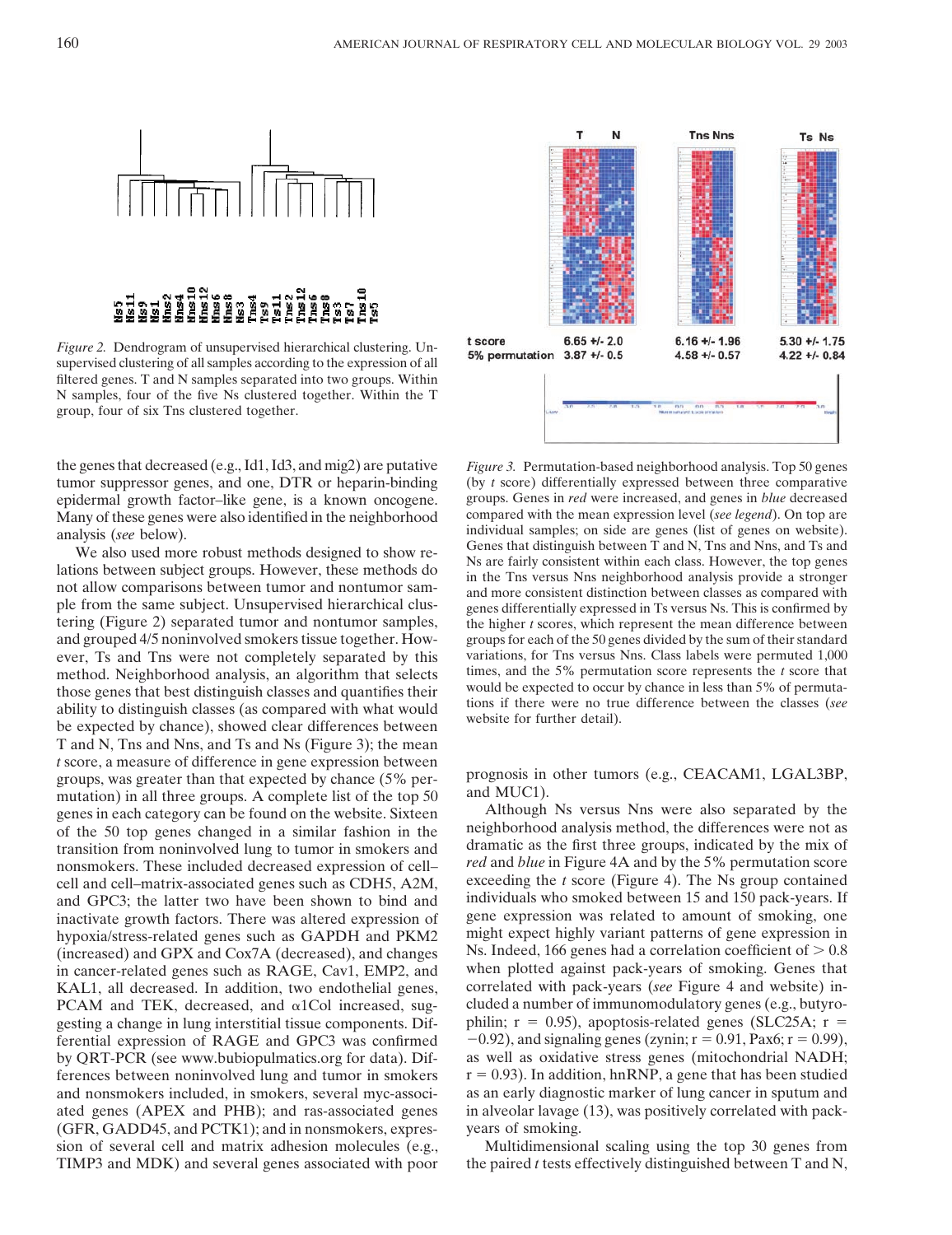*Figure 2.* Dendrogram of unsupervised hierarchical clustering. Unsupervised clustering of all samples according to the expression of all filtered genes. T and N samples separated into two groups. Within N samples, four of the five Ns clustered together. Within the T group, four of six Tns clustered together.

| | T N | Tns Nns | Ts Ns |
|---|---|---|---|
| t score | 6.65 +/- 2.0 | 6.16 +/- 1.96 | 5.30 +/- 1.75 |
| 5% permutation | 3.87 +/- 0.5 | 4.58 +/- 0.57 | 4.22 +/- 0.84 |

*Figure 3.* Permutation-based neighborhood analysis. Top 50 genes (by *t* score) differentially expressed between three comparative groups. Genes in *red* were increased, and genes in *blue* decreased compared with the mean expression level (*see legend*). On top are individual samples; on side are genes (list of genes on website). Genes that distinguish between T and N, Tns and Nns, and Ts and Ns are fairly consistent within each class. However, the top genes in the Tns versus Nns neighborhood analysis provide a stronger and more consistent distinction between classes as compared with genes differentially expressed in Ts versus Ns. This is confirmed by the higher *t* scores, which represent the mean difference between groups for each of the 50 genes divided by the sum of their standard variations, for Tns versus Nns. Class labels were permuted 1,000 times, and the 5% permutation score represents the *t* score that would be expected to occur by chance in less than 5% of permutations if there were no true difference between the classes (*see* website for further detail).

the genes that decreased (e.g., Id1, Id3, and mig2) are putative tumor suppressor genes, and one, DTR or heparin-binding epidermal growth factor–like gene, is a known oncogene. Many of these genes were also identified in the neighborhood analysis (*see* below).

We also used more robust methods designed to show relations between subject groups. However, these methods do not allow comparisons between tumor and nontumor sample from the same subject. Unsupervised hierarchical clustering (Figure 2) separated tumor and nontumor samples, and grouped 4/5 noninvolved smokers tissue together. However, Ts and Tns were not completely separated by this method. Neighborhood analysis, an algorithm that selects those genes that best distinguish classes and quantifies their ability to distinguish classes (as compared with what would be expected by chance), showed clear differences between T and N, Tns and Nns, and Ts and Ns (Figure 3); the mean *t* score, a measure of difference in gene expression between groups, was greater than that expected by chance (5% permutation) in all three groups. A complete list of the top 50 genes in each category can be found on the website. Sixteen of the 50 top genes changed in a similar fashion in the transition from noninvolved lung to tumor in smokers and nonsmokers. These included decreased expression of cell–cell and cell–matrix-associated genes such as CDH5, A2M, and GPC3; the latter two have been shown to bind and inactivate growth factors. There was altered expression of hypoxia/stress-related genes such as GAPDH and PKM2 (increased) and GPX and Cox7A (decreased), and changes in cancer-related genes such as RAGE, Cav1, EMP2, and KAL1, all decreased. In addition, two endothelial genes, PCAM and TEK, decreased, and α1Col increased, suggesting a change in lung interstitial tissue components. Differential expression of RAGE and GPC3 was confirmed by QRT-PCR (see www.bubiopulmatics.org for data). Differences between noninvolved lung and tumor in smokers and nonsmokers included, in smokers, several myc-associated genes (APEX and PHB); and ras-associated genes (GFR, GADD45, and PCTK1); and in nonsmokers, expression of several cell and matrix adhesion molecules (e.g., TIMP3 and MDK) and several genes associated with poor prognosis in other tumors (e.g., CEACAM1, LGAL3BP, and MUC1).

Although Ns versus Nns were also separated by the neighborhood analysis method, the differences were not as dramatic as the first three groups, indicated by the mix of *red* and *blue* in Figure 4A and by the 5% permutation score exceeding the *t* score (Figure 4). The Ns group contained individuals who smoked between 15 and 150 pack-years. If gene expression was related to amount of smoking, one might expect highly variant patterns of gene expression in Ns. Indeed, 166 genes had a correlation coefficient of $> 0.8$ when plotted against pack-years of smoking. Genes that correlated with pack-years (*see* Figure 4 and website) included a number of immunomodulatory genes (e.g., butyrophilin; $r = 0.95$), apoptosis-related genes (SLC25A; $r = -0.92$), and signaling genes (zynin; $r = 0.91$, Pax6; $r = 0.99$), as well as oxidative stress genes (mitochondrial NADH; $r = 0.93$). In addition, hnRNP, a gene that has been studied as an early diagnostic marker of lung cancer in sputum and in alveolar lavage (13), was positively correlated with pack-years of smoking.

Multidimensional scaling using the top 30 genes from the paired *t* tests effectively distinguished between T and N,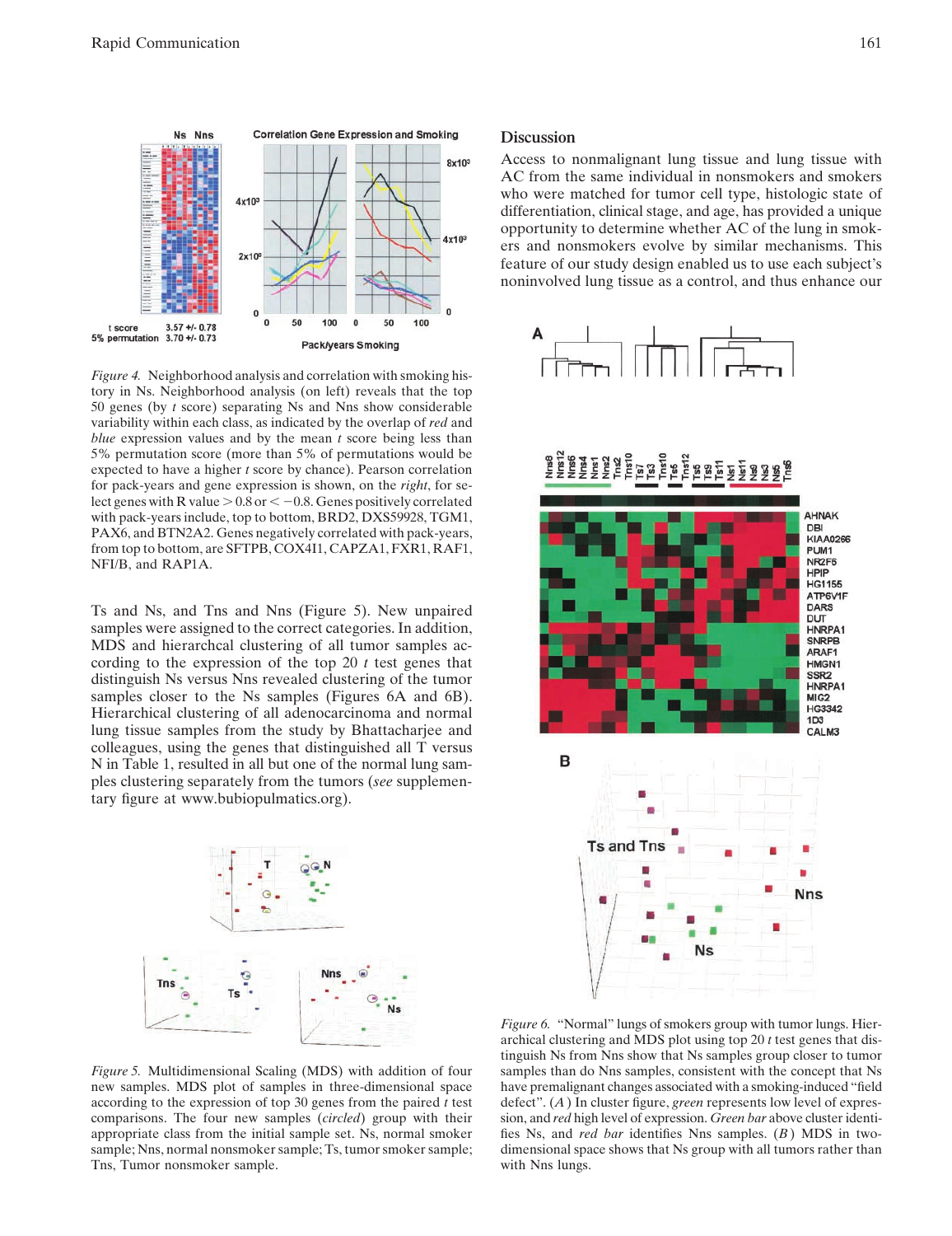*Figure 4.* Neighborhood analysis and correlation with smoking history in Ns. Neighborhood analysis (on left) reveals that the top 50 genes (by *t* score) separating Ns and Nns show considerable variability within each class, as indicated by the overlap of *red* and *blue* expression values and by the mean *t* score being less than 5% permutation score (more than 5% of permutations would be expected to have a higher *t* score by chance). Pearson correlation for pack-years and gene expression is shown, on the *right*, for select genes with R value $> 0.8$ or $< -0.8$. Genes positively correlated with pack-years include, top to bottom, BRD2, DXS59928, TGM1, PAX6, and BTN2A2. Genes negatively correlated with pack-years, from top to bottom, are SFTPB, COX4I1, CAPZA1, FXR1, RAF1, NFI/B, and RAP1A.

Ts and Ns, and Tns and Nns (Figure 5). New unpaired samples were assigned to the correct categories. In addition, MDS and hierarchcal clustering of all tumor samples according to the expression of the top 20 *t* test genes that distinguish Ns versus Nns revealed clustering of the tumor samples closer to the Ns samples (Figures 6A and 6B). Hierarchical clustering of all adenocarcinoma and normal lung tissue samples from the study by Bhattacharjee and colleagues, using the genes that distinguished all T versus N in Table 1, resulted in all but one of the normal lung samples clustering separately from the tumors (*see* supplementary figure at www.bubiopulmatics.org).

*Figure 5.* Multidimensional Scaling (MDS) with addition of four new samples. MDS plot of samples in three-dimensional space according to the expression of top 30 genes from the paired *t* test comparisons. The four new samples (*circled*) group with their appropriate class from the initial sample set. Ns, normal smoker sample; Nns, normal nonsmoker sample; Ts, tumor smoker sample; Tns, Tumor nonsmoker sample.

## Discussion

Access to nonmalignant lung tissue and lung tissue with AC from the same individual in nonsmokers and smokers who were matched for tumor cell type, histologic state of differentiation, clinical stage, and age, has provided a unique opportunity to determine whether AC of the lung in smokers and nonsmokers evolve by similar mechanisms. This feature of our study design enabled us to use each subject's noninvolved lung tissue as a control, and thus enhance our

*Figure 6.* "Normal" lungs of smokers group with tumor lungs. Hierarchical clustering and MDS plot using top 20 *t* test genes that distinguish Ns from Nns show that Ns samples group closer to tumor samples than do Nns samples, consistent with the concept that Ns have premalignant changes associated with a smoking-induced "field defect". (*A*) In cluster figure, *green* represents low level of expression, and *red* high level of expression. *Green bar* above cluster identifies Ns, and *red bar* identifies Nns samples. (*B*) MDS in two-dimensional space shows that Ns group with all tumors rather than with Nns lungs.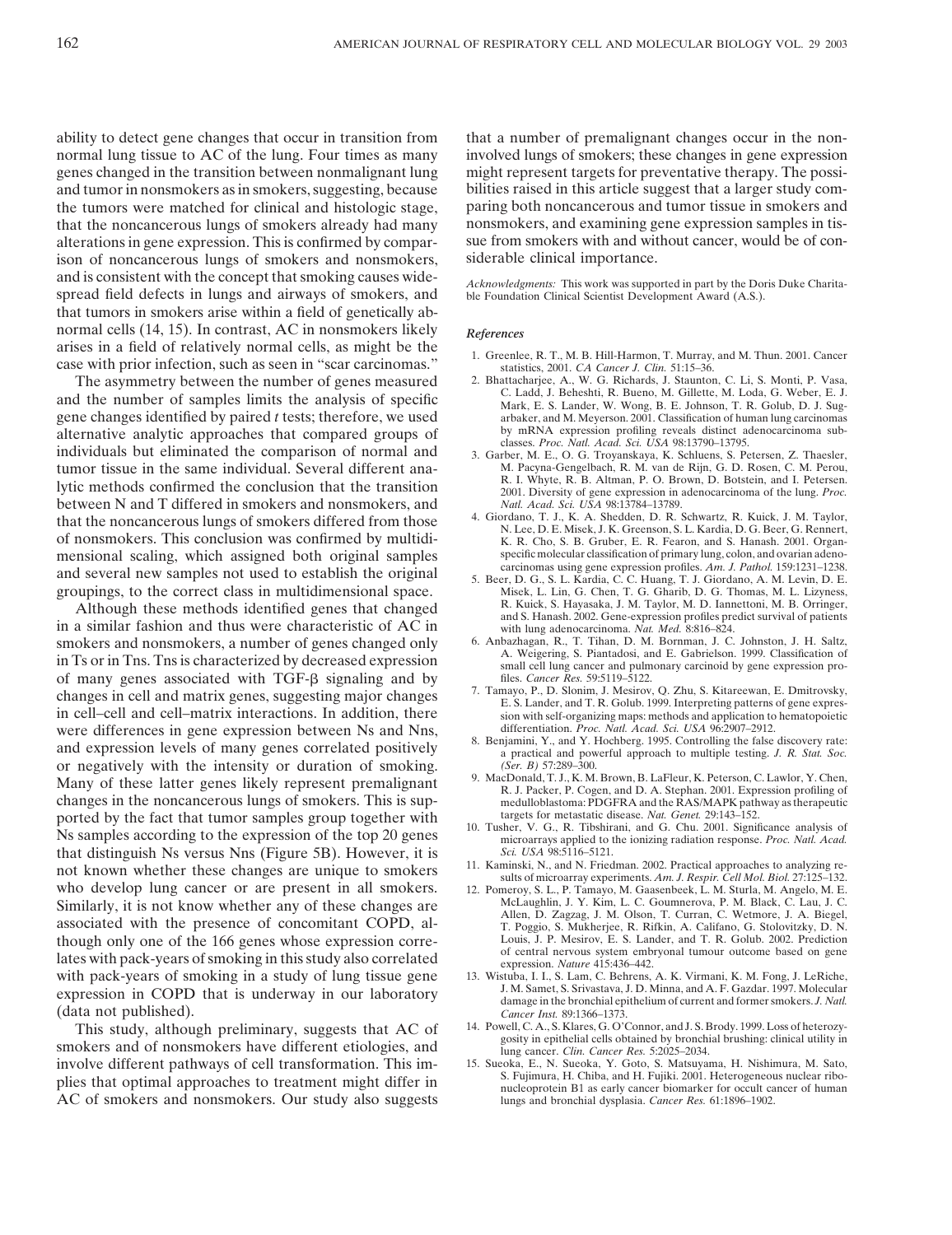ability to detect gene changes that occur in transition from normal lung tissue to AC of the lung. Four times as many genes changed in the transition between nonmalignant lung and tumor in nonsmokers as in smokers, suggesting, because the tumors were matched for clinical and histologic stage, that the noncancerous lungs of smokers already had many alterations in gene expression. This is confirmed by comparison of noncancerous lungs of smokers and nonsmokers, and is consistent with the concept that smoking causes widespread field defects in lungs and airways of smokers, and that tumors in smokers arise within a field of genetically abnormal cells (14, 15). In contrast, AC in nonsmokers likely arises in a field of relatively normal cells, as might be the case with prior infection, such as seen in "scar carcinomas."

The asymmetry between the number of genes measured and the number of samples limits the analysis of specific gene changes identified by paired *t* tests; therefore, we used alternative analytic approaches that compared groups of individuals but eliminated the comparison of normal and tumor tissue in the same individual. Several different analytic methods confirmed the conclusion that the transition between N and T differed in smokers and nonsmokers, and that the noncancerous lungs of smokers differed from those of nonsmokers. This conclusion was confirmed by multidimensional scaling, which assigned both original samples and several new samples not used to establish the original groupings, to the correct class in multidimensional space.

Although these methods identified genes that changed in a similar fashion and thus were characteristic of AC in smokers and nonsmokers, a number of genes changed only in Ts or in Tns. Tns is characterized by decreased expression of many genes associated with TGF-β signaling and by changes in cell and matrix genes, suggesting major changes in cell–cell and cell–matrix interactions. In addition, there were differences in gene expression between Ns and Nns, and expression levels of many genes correlated positively or negatively with the intensity or duration of smoking. Many of these latter genes likely represent premalignant changes in the noncancerous lungs of smokers. This is supported by the fact that tumor samples group together with Ns samples according to the expression of the top 20 genes that distinguish Ns versus Nns (Figure 5B). However, it is not known whether these changes are unique to smokers who develop lung cancer or are present in all smokers. Similarly, it is not know whether any of these changes are associated with the presence of concomitant COPD, although only one of the 166 genes whose expression correlates with pack-years of smoking in this study also correlated with pack-years of smoking in a study of lung tissue gene expression in COPD that is underway in our laboratory (data not published).

This study, although preliminary, suggests that AC of smokers and of nonsmokers have different etiologies, and involve different pathways of cell transformation. This implies that optimal approaches to treatment might differ in AC of smokers and nonsmokers. Our study also suggests that a number of premalignant changes occur in the noninvolved lungs of smokers; these changes in gene expression might represent targets for preventative therapy. The possibilities raised in this article suggest that a larger study comparing both noncancerous and tumor tissue in smokers and nonsmokers, and examining gene expression samples in tissue from smokers with and without cancer, would be of considerable clinical importance.

*Acknowledgments:* This work was supported in part by the Doris Duke Charitable Foundation Clinical Scientist Development Award (A.S.).

## References

1. Greenlee, R. T., M. B. Hill-Harmon, T. Murray, and M. Thun. 2001. Cancer statistics, 2001. *CA Cancer J. Clin.* 51:15–36.
2. Bhattacharjee, A., W. G. Richards, J. Staunton, C. Li, S. Monti, P. Vasa, C. Ladd, J. Beheshti, R. Bueno, M. Gillette, M. Loda, G. Weber, E. J. Mark, E. S. Lander, W. Wong, B. E. Johnson, T. R. Golub, D. J. Sugarbaker, and M. Meyerson. 2001. Classification of human lung carcinomas by mRNA expression profiling reveals distinct adenocarcinoma subclasses. *Proc. Natl. Acad. Sci. USA* 98:13790–13795.
3. Garber, M. E., O. G. Troyanskaya, K. Schluens, S. Petersen, Z. Thaesler, M. Pacyna-Gengelbach, M. van de Rijn, G. D. Rosen, C. M. Perou, R. I. Whyte, R. B. Altman, P. O. Brown, D. Botstein, and I. Petersen. 2001. Diversity of gene expression in adenocarcinoma of the lung. *Proc. Natl. Acad. Sci. USA* 98:13784–13789.
4. Giordano, T. J., K. A. Shedden, D. R. Schwartz, R. Kuick, J. M. Taylor, N. Lee, D. E. Misek, J. K. Greenson, S. L. Kardia, D. G. Beer, G. Rennert, K. R. Cho, S. B. Gruber, E. R. Fearon, and S. Hanash. 2001. Organ-specific molecular classification of primary lung, colon, and ovarian adenocarcinomas using gene expression profiles. *Am. J. Pathol.* 159:1231–1238.
5. Beer, D. G., S. L. Kardia, C. C. Huang, T. J. Giordano, A. M. Levin, D. E. Misek, L. Lin, G. Chen, T. G. Gharib, D. G. Thomas, M. L. Lizyness, R. Kuick, S. Hayasaka, J. M. Taylor, M. D. Iannettoni, M. B. Orringer, and S. Hanash. 2002. Gene-expression profiles predict survival of patients with lung adenocarcinoma. *Nat. Med.* 8:816–824.
6. Anbazhagan, R., T. Tihan, D. M. Bornman, J. C. Johnston, J. H. Saltz, A. Weigering, S. Piantadosi, and E. Gabrielson. 1999. Classification of small cell lung cancer and pulmonary carcinoid by gene expression profiles. *Cancer Res.* 59:5119–5122.
7. Tamayo, P., D. Slonim, J. Mesirov, Q. Zhu, S. Kitareewan, E. Dmitrovsky, E. S. Lander, and T. R. Golub. 1999. Interpreting patterns of gene expression with self-organizing maps: methods and application to hematopoietic differentiation. *Proc. Natl. Acad. Sci. USA* 96:2907–2912.
8. Benjamini, Y., and Y. Hochberg. 1995. Controlling the false discovery rate: a practical and powerful approach to multiple testing. *J. R. Stat. Soc. (Ser. B)* 57:289–300.
9. MacDonald, T. J., K. M. Brown, B. LaFleur, K. Peterson, C. Lawlor, Y. Chen, R. J. Packer, P. Cogen, and D. A. Stephan. 2001. Expression profiling of medulloblastoma: PDGFRA and the RAS/MAPK pathway as therapeutic targets for metastatic disease. *Nat. Genet.* 29:143–152.
10. Tusher, V. G., R. Tibshirani, and G. Chu. 2001. Significance analysis of microarrays applied to the ionizing radiation response. *Proc. Natl. Acad. Sci. USA* 98:5116–5121.
11. Kaminski, N., and N. Friedman. 2002. Practical approaches to analyzing results of microarray experiments. *Am. J. Respir. Cell Mol. Biol.* 27:125–132.
12. Pomeroy, S. L., P. Tamayo, M. Gaasenbeek, L. M. Sturla, M. Angelo, M. E. McLaughlin, J. Y. Kim, L. C. Goumnerova, P. M. Black, C. Lau, J. C. Allen, D. Zagzag, J. M. Olson, T. Curran, C. Wetmore, J. A. Biegel, T. Poggio, S. Mukherjee, R. Rifkin, A. Califano, G. Stolovitzky, D. N. Louis, J. P. Mesirov, E. S. Lander, and T. R. Golub. 2002. Prediction of central nervous system embryonal tumour outcome based on gene expression. *Nature* 415:436–442.
13. Wistuba, I. I., S. Lam, C. Behrens, A. K. Virmani, K. M. Fong, J. LeRiche, J. M. Samet, S. Srivastava, J. D. Minna, and A. F. Gazdar. 1997. Molecular damage in the bronchial epithelium of current and former smokers. *J. Natl. Cancer Inst.* 89:1366–1373.
14. Powell, C. A., S. Klares, G. O'Connor, and J. S. Brody. 1999. Loss of heterozygosity in epithelial cells obtained by bronchial brushing: clinical utility in lung cancer. *Clin. Cancer Res.* 5:2025–2034.
15. Sueoka, E., N. Sueoka, Y. Goto, S. Matsuyama, H. Nishimura, M. Sato, S. Fujimura, H. Chiba, and H. Fujiki. 2001. Heterogeneous nuclear ribonucleoprotein B1 as early cancer biomarker for occult cancer of human lungs and bronchial dysplasia. *Cancer Res.* 61:1896–1902.